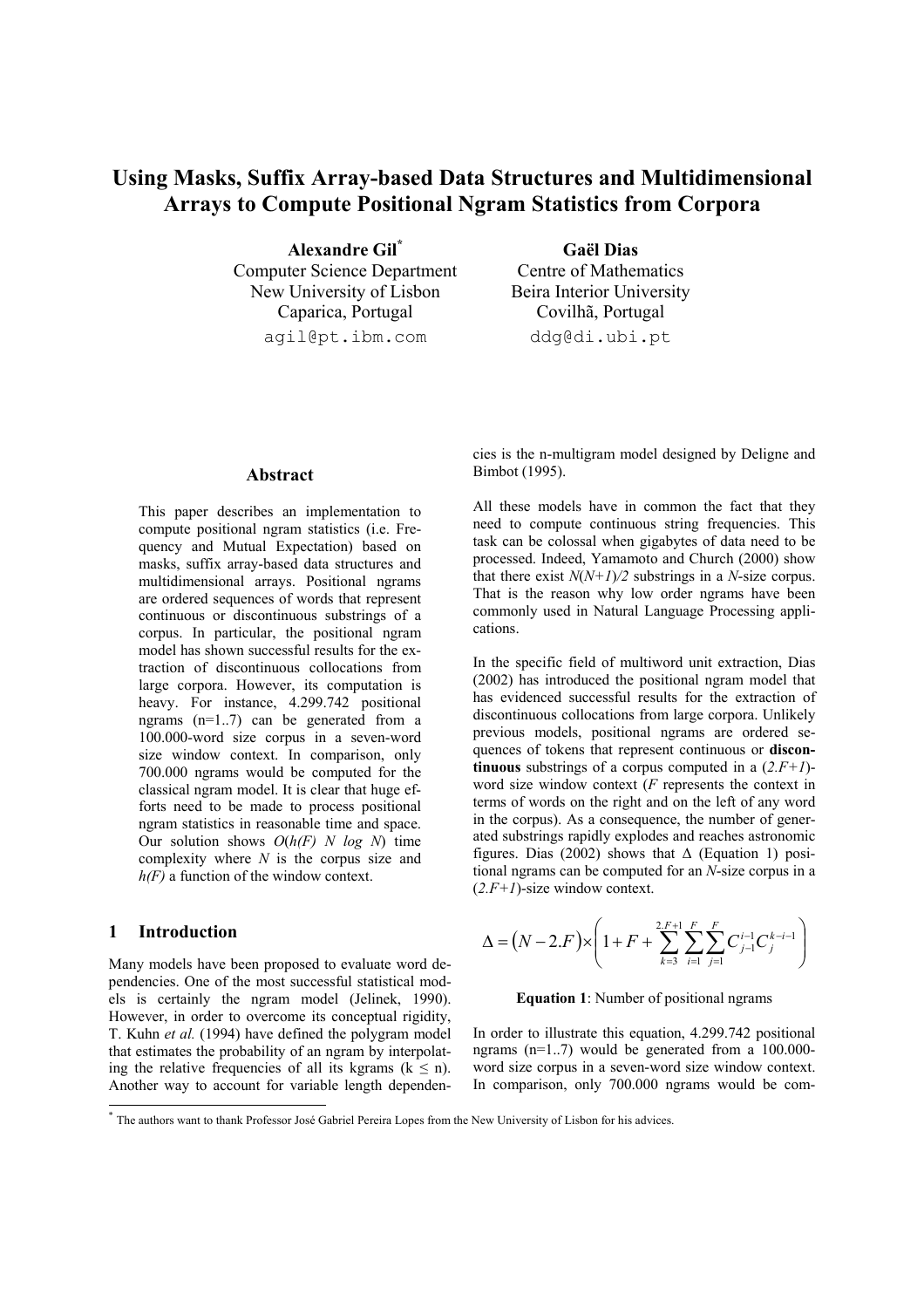# Using Masks, Suffix Array-based Data Structures and Multidimensional Arrays to Compute Positional Ngram Statistics from Corpora

**Alexandre Gil**[*]
Computer Science Department
New University of Lisbon
Caparica, Portugal
agil@pt.ibm.com

**Gaël Dias**
Centre of Mathematics
Beira Interior University
Covilhã, Portugal
ddg@di.ubi.pt

## Abstract

This paper describes an implementation to compute positional ngram statistics (i.e. Frequency and Mutual Expectation) based on masks, suffix array-based data structures and multidimensional arrays. Positional ngrams are ordered sequences of words that represent continuous or discontinuous substrings of a corpus. In particular, the positional ngram model has shown successful results for the extraction of discontinuous collocations from large corpora. However, its computation is heavy. For instance, 4.299.742 positional ngrams (n=1..7) can be generated from a 100.000-word size corpus in a seven-word size window context. In comparison, only 700.000 ngrams would be computed for the classical ngram model. It is clear that huge efforts need to be made to process positional ngram statistics in reasonable time and space. Our solution shows $O(h(F)\ N \log N)$ time complexity where $N$ is the corpus size and $h(F)$ a function of the window context.

## 1 Introduction

Many models have been proposed to evaluate word dependencies. One of the most successful statistical models is certainly the ngram model (Jelinek, 1990). However, in order to overcome its conceptual rigidity, T. Kuhn *et al.* (1994) have defined the polygram model that estimates the probability of an ngram by interpolating the relative frequencies of all its kgrams ($k \leq n$). Another way to account for variable length dependencies is the n-multigram model designed by Deligne and Bimbot (1995).

All these models have in common the fact that they need to compute continuous string frequencies. This task can be colossal when gigabytes of data need to be processed. Indeed, Yamamoto and Church (2000) show that there exist $N(N+1)/2$ substrings in a $N$-size corpus. That is the reason why low order ngrams have been commonly used in Natural Language Processing applications.

In the specific field of multiword unit extraction, Dias (2002) has introduced the positional ngram model that has evidenced successful results for the extraction of discontinuous collocations from large corpora. Unlikely previous models, positional ngrams are ordered sequences of tokens that represent continuous or **discontinuous** substrings of a corpus computed in a ($2.F+1$)-word size window context ($F$ represents the context in terms of words on the right and on the left of any word in the corpus). As a consequence, the number of generated substrings rapidly explodes and reaches astronomic figures. Dias (2002) shows that $\Delta$ (Equation 1) positional ngrams can be computed for an $N$-size corpus in a ($2.F+1$)-size window context.

$$\Delta = \left(N - 2.F\right) \times \left(1 + F + \sum_{k=3}^{2.F+1} \sum_{i=1}^{F} \sum_{j=1}^{F} C_{j-1}^{i-1} C_{j}^{k-i-1}\right)$$

**Equation 1**: Number of positional ngrams

In order to illustrate this equation, 4.299.742 positional ngrams (n=1..7) would be generated from a 100.000-word size corpus in a seven-word size window context. In comparison, only 700.000 ngrams would be com-

[*] The authors want to thank Professor José Gabriel Pereira Lopes from the New University of Lisbon for his advices.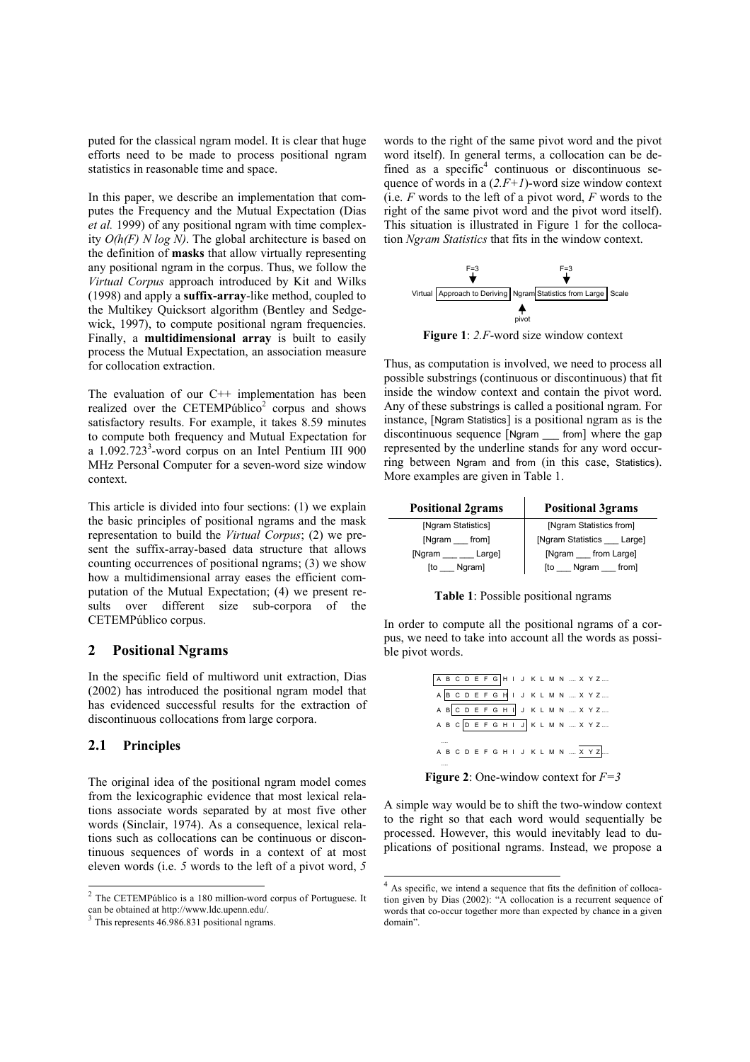puted for the classical ngram model. It is clear that huge efforts need to be made to process positional ngram statistics in reasonable time and space.

In this paper, we describe an implementation that computes the Frequency and the Mutual Expectation (Dias *et al.* 1999) of any positional ngram with time complexity $O(h(F) N \log N)$. The global architecture is based on the definition of **masks** that allow virtually representing any positional ngram in the corpus. Thus, we follow the *Virtual Corpus* approach introduced by Kit and Wilks (1998) and apply a **suffix-array**-like method, coupled to the Multikey Quicksort algorithm (Bentley and Sedgewick, 1997), to compute positional ngram frequencies. Finally, a **multidimensional array** is built to easily process the Mutual Expectation, an association measure for collocation extraction.

The evaluation of our C++ implementation has been realized over the CETEMPúblico[2] corpus and shows satisfactory results. For example, it takes 8.59 minutes to compute both frequency and Mutual Expectation for a 1.092.723[3]-word corpus on an Intel Pentium III 900 MHz Personal Computer for a seven-word size window context.

This article is divided into four sections: (1) we explain the basic principles of positional ngrams and the mask representation to build the *Virtual Corpus*; (2) we present the suffix-array-based data structure that allows counting occurrences of positional ngrams; (3) we show how a multidimensional array eases the efficient computation of the Mutual Expectation; (4) we present results over different size sub-corpora of the CETEMPúblico corpus.

## 2 Positional Ngrams

In the specific field of multiword unit extraction, Dias (2002) has introduced the positional ngram model that has evidenced successful results for the extraction of discontinuous collocations from large corpora.

### 2.1 Principles

The original idea of the positional ngram model comes from the lexicographic evidence that most lexical relations associate words separated by at most five other words (Sinclair, 1974). As a consequence, lexical relations such as collocations can be continuous or discontinuous sequences of words in a context of at most eleven words (i.e. *5* words to the left of a pivot word, *5* words to the right of the same pivot word and the pivot word itself). In general terms, a collocation can be defined as a specific[4] continuous or discontinuous sequence of words in a (*2.F+1*)-word size window context (i.e. *F* words to the left of a pivot word, *F* words to the right of the same pivot word and the pivot word itself). This situation is illustrated in Figure 1 for the collocation *Ngram Statistics* that fits in the window context.

```
          F=3                        F=3
           ↓                          ↓
Virtual [Approach to Deriving] Ngram [Statistics from Large] Scale
                                 ↑
                               pivot
```

**Figure 1**: *2.F*-word size window context

Thus, as computation is involved, we need to process all possible substrings (continuous or discontinuous) that fit inside the window context and contain the pivot word. Any of these substrings is called a positional ngram. For instance, [Ngram Statistics] is a positional ngram as is the discontinuous sequence [Ngram ___ from] where the gap represented by the underline stands for any word occurring between Ngram and from (in this case, Statistics). More examples are given in Table 1.

| Positional 2grams | Positional 3grams |
|---|---|
| [Ngram Statistics] | [Ngram Statistics from] |
| [Ngram ___ from] | [Ngram Statistics ___ Large] |
| [Ngram ___ ___ Large] | [Ngram ___ from Large] |
| [to ___ Ngram] | [to ___ Ngram ___ from] |

**Table 1**: Possible positional ngrams

In order to compute all the positional ngrams of a corpus, we need to take into account all the words as possible pivot words.

```
[A B C D E F G] H I J K L M N .... X Y Z ....
A [B C D E F G H] I J K L M N .... X Y Z ....
A B [C D E F G H I] J K L M N .... X Y Z ....
A B C [D E F G H I J] K L M N .... X Y Z ....
....
A B C D E F G H I J K L M N .... [X Y Z ...
....
```

**Figure 2**: One-window context for *F=3*

A simple way would be to shift the two-window context to the right so that each word would sequentially be processed. However, this would inevitably lead to duplications of positional ngrams. Instead, we propose a

---

[2] The CETEMPúblico is a 180 million-word corpus of Portuguese. It can be obtained at http://www.ldc.upenn.edu/.

[3] This represents 46.986.831 positional ngrams.

[4] As specific, we intend a sequence that fits the definition of collocation given by Dias (2002): "A collocation is a recurrent sequence of words that co-occur together more than expected by chance in a given domain".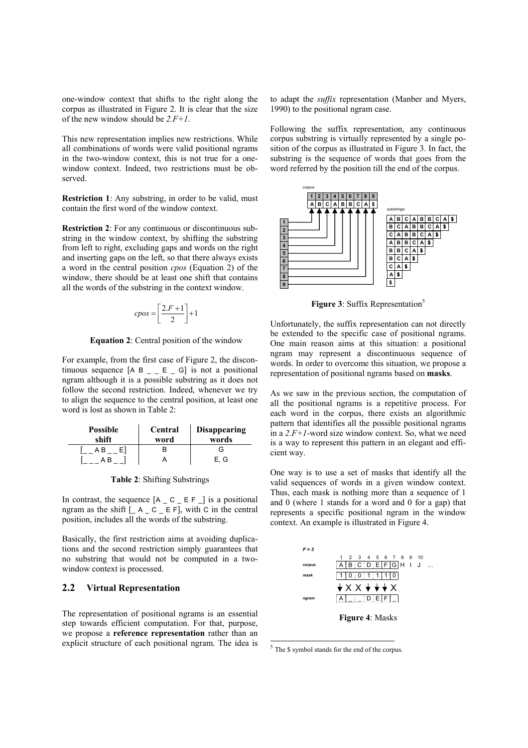one-window context that shifts to the right along the corpus as illustrated in Figure 2. It is clear that the size of the new window should be *2.F+1*.

This new representation implies new restrictions. While all combinations of words were valid positional ngrams in the two-window context, this is not true for a one-window context. Indeed, two restrictions must be observed.

**Restriction 1**: Any substring, in order to be valid, must contain the first word of the window context.

**Restriction 2**: For any continuous or discontinuous substring in the window context, by shifting the substring from left to right, excluding gaps and words on the right and inserting gaps on the left, so that there always exists a word in the central position *cpos* (Equation 2) of the window, there should be at least one shift that contains all the words of the substring in the context window.

$$cpos = \left\lceil \frac{2.F+1}{2} \right\rceil + 1$$

**Equation 2**: Central position of the window

For example, from the first case of Figure 2, the discontinuous sequence [A B _ _ E _ G] is not a positional ngram although it is a possible substring as it does not follow the second restriction. Indeed, whenever we try to align the sequence to the central position, at least one word is lost as shown in Table 2:

| Possible shift | Central word | Disappearing words |
|---|---|---|
| [_ _ A B _ _ E] | B | G |
| [_ _ _ A B _ _] | A | E, G |

**Table 2**: Shifting Substrings

In contrast, the sequence [A _ C _ E F _] is a positional ngram as the shift [_ A _ C _ E F], with C in the central position, includes all the words of the substring.

Basically, the first restriction aims at avoiding duplications and the second restriction simply guarantees that no substring that would not be computed in a two-window context is processed.

## 2.2 Virtual Representation

The representation of positional ngrams is an essential step towards efficient computation. For that, purpose, we propose a **reference representation** rather than an explicit structure of each positional ngram. The idea is to adapt the *suffix* representation (Manber and Myers, 1990) to the positional ngram case.

Following the suffix representation, any continuous corpus substring is virtually represented by a single position of the corpus as illustrated in Figure 3. In fact, the substring is the sequence of words that goes from the word referred by the position till the end of the corpus.

**Figure 3**: Suffix Representation[5]

Unfortunately, the suffix representation can not directly be extended to the specific case of positional ngrams. One main reason aims at this situation: a positional ngram may represent a discontinuous sequence of words. In order to overcome this situation, we propose a representation of positional ngrams based on **masks**.

As we saw in the previous section, the computation of all the positional ngrams is a repetitive process. For each word in the corpus, there exists an algorithmic pattern that identifies all the possible positional ngrams in a *2.F+1*-word size window context. So, what we need is a way to represent this pattern in an elegant and efficient way.

One way is to use a set of masks that identify all the valid sequences of words in a given window context. Thus, each mask is nothing more than a sequence of 1 and 0 (where 1 stands for a word and 0 for a gap) that represents a specific positional ngram in the window context. An example is illustrated in Figure 4.

**Figure 4**: Masks

[5] The $ symbol stands for the end of the corpus.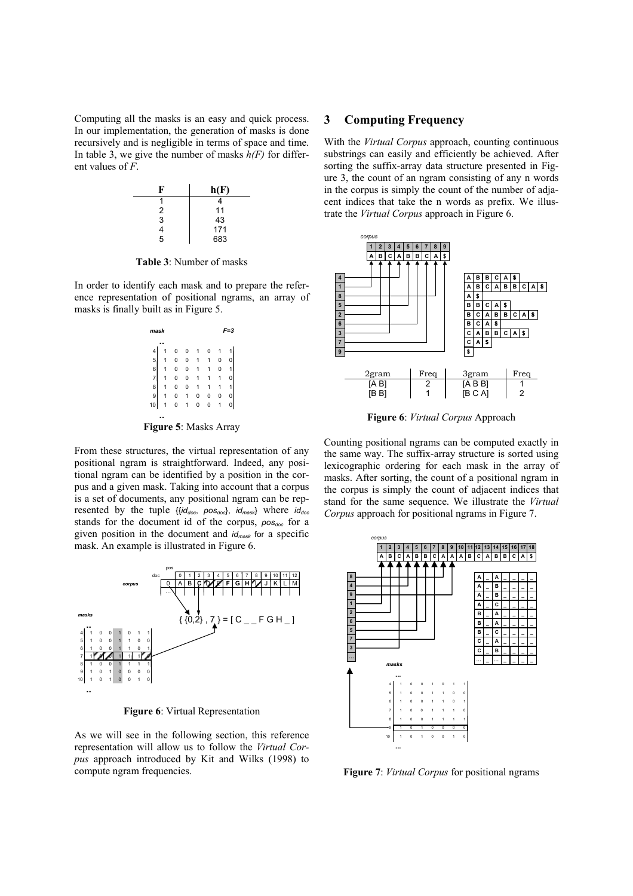Computing all the masks is an easy and quick process. In our implementation, the generation of masks is done recursively and is negligible in terms of space and time. In table 3, we give the number of masks $h(F)$ for different values of $F$.

| F | h(F) |
|---|---|
| 1 | 4 |
| 2 | 11 |
| 3 | 43 |
| 4 | 171 |
| 5 | 683 |

**Table 3**: Number of masks

In order to identify each mask and to prepare the reference representation of positional ngrams, an array of masks is finally built as in Figure 5.

**Figure 5**: Masks Array

From these structures, the virtual representation of any positional ngram is straightforward. Indeed, any positional ngram can be identified by a position in the corpus and a given mask. Taking into account that a corpus is a set of documents, any positional ngram can be represented by the tuple $\{\{id_{doc}, pos_{doc}\}, id_{mask}\}$ where $id_{doc}$ stands for the document id of the corpus, $pos_{doc}$ for a given position in the document and $id_{mask}$ for a specific mask. An example is illustrated in Figure 6.

**Figure 6**: Virtual Representation

As we will see in the following section, this reference representation will allow us to follow the *Virtual Corpus* approach introduced by Kit and Wilks (1998) to compute ngram frequencies.

## 3 Computing Frequency

With the *Virtual Corpus* approach, counting continuous substrings can easily and efficiently be achieved. After sorting the suffix-array data structure presented in Figure 3, the count of an ngram consisting of any n words in the corpus is simply the count of the number of adjacent indices that take the n words as prefix. We illustrate the *Virtual Corpus* approach in Figure 6.

**Figure 6**: *Virtual Corpus* Approach

Counting positional ngrams can be computed exactly in the same way. The suffix-array structure is sorted using lexicographic ordering for each mask in the array of masks. After sorting, the count of a positional ngram in the corpus is simply the count of adjacent indices that stand for the same sequence. We illustrate the *Virtual Corpus* approach for positional ngrams in Figure 7.

**Figure 7**: *Virtual Corpus* for positional ngrams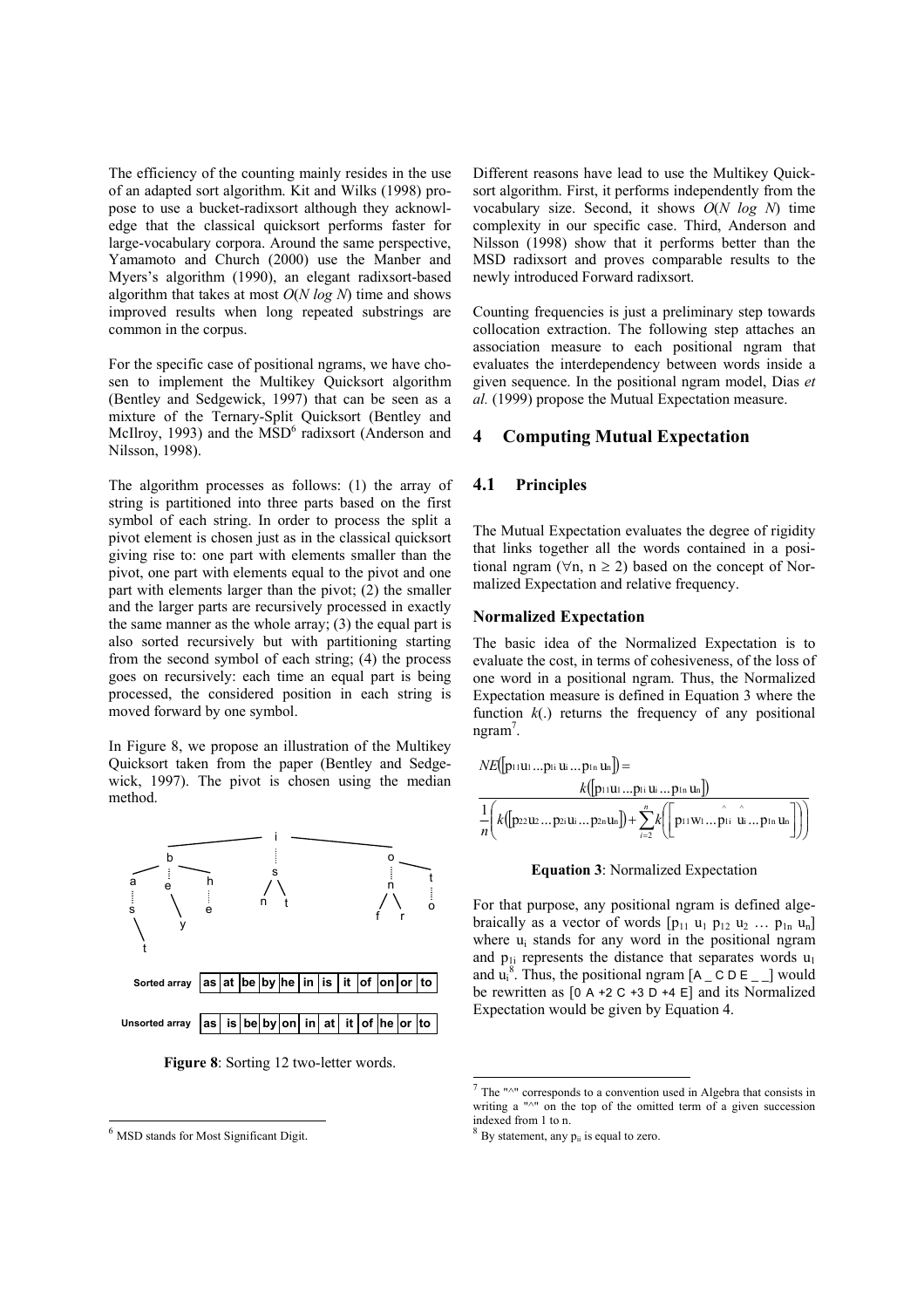The efficiency of the counting mainly resides in the use of an adapted sort algorithm. Kit and Wilks (1998) propose to use a bucket-radixsort although they acknowledge that the classical quicksort performs faster for large-vocabulary corpora. Around the same perspective, Yamamoto and Church (2000) use the Manber and Myers's algorithm (1990), an elegant radixsort-based algorithm that takes at most $O(N \log N)$ time and shows improved results when long repeated substrings are common in the corpus.

For the specific case of positional ngrams, we have chosen to implement the Multikey Quicksort algorithm (Bentley and Sedgewick, 1997) that can be seen as a mixture of the Ternary-Split Quicksort (Bentley and McIlroy, 1993) and the MSD[6] radixsort (Anderson and Nilsson, 1998).

The algorithm processes as follows: (1) the array of string is partitioned into three parts based on the first symbol of each string. In order to process the split a pivot element is chosen just as in the classical quicksort giving rise to: one part with elements smaller than the pivot, one part with elements equal to the pivot and one part with elements larger than the pivot; (2) the smaller and the larger parts are recursively processed in exactly the same manner as the whole array; (3) the equal part is also sorted recursively but with partitioning starting from the second symbol of each string; (4) the process goes on recursively: each time an equal part is being processed, the considered position in each string is moved forward by one symbol.

In Figure 8, we propose an illustration of the Multikey Quicksort taken from the paper (Bentley and Sedgewick, 1997). The pivot is chosen using the median method.

| Sorted array | as | at | be | by | he | in | is | it | of | on | or | to |
|---|---|---|---|---|---|---|---|---|---|---|---|---|
| Unsorted array | as | is | be | by | on | in | at | it | of | he | or | to |

**Figure 8**: Sorting 12 two-letter words.

Different reasons have lead to use the Multikey Quicksort algorithm. First, it performs independently from the vocabulary size. Second, it shows $O(N \log N)$ time complexity in our specific case. Third, Anderson and Nilsson (1998) show that it performs better than the MSD radixsort and proves comparable results to the newly introduced Forward radixsort.

Counting frequencies is just a preliminary step towards collocation extraction. The following step attaches an association measure to each positional ngram that evaluates the interdependency between words inside a given sequence. In the positional ngram model, Dias *et al.* (1999) propose the Mutual Expectation measure.

## 4 Computing Mutual Expectation

### 4.1 Principles

The Mutual Expectation evaluates the degree of rigidity that links together all the words contained in a positional ngram ($\forall n, n \geq 2$) based on the concept of Normalized Expectation and relative frequency.

#### Normalized Expectation

The basic idea of the Normalized Expectation is to evaluate the cost, in terms of cohesiveness, of the loss of one word in a positional ngram. Thus, the Normalized Expectation measure is defined in Equation 3 where the function $k(.)$ returns the frequency of any positional ngram[7].

$$NE([p_{11}u_1 \ldots p_{1i}u_i \ldots p_{1n}u_n]) = \frac{k([p_{11}u_1 \ldots p_{1i}u_i \ldots p_{1n}u_n])}{\frac{1}{n}\left(k([p_{22}u_2 \ldots p_{2i}u_i \ldots p_{2n}u_n]) + \sum_{i=2}^{n} k\left(\left[p_{11}w_1 \ldots \hat{p_{1i}}\ \hat{u_i} \ldots p_{1n}u_n\right]\right)\right)}$$

**Equation 3**: Normalized Expectation

For that purpose, any positional ngram is defined algebraically as a vector of words $[p_{11}\ u_1\ p_{12}\ u_2\ \ldots\ p_{1n}\ u_n]$ where $u_i$ stands for any word in the positional ngram and $p_{1i}$ represents the distance that separates words $u_1$ and $u_i$[8]. Thus, the positional ngram [A _ C D E _ _] would be rewritten as [0 A +2 C +3 D +4 E] and its Normalized Expectation would be given by Equation 4.

---

[6] MSD stands for Most Significant Digit.

[7] The "^" corresponds to a convention used in Algebra that consists in writing a "^" on the top of the omitted term of a given succession indexed from 1 to n.

[8] By statement, any $p_{ii}$ is equal to zero.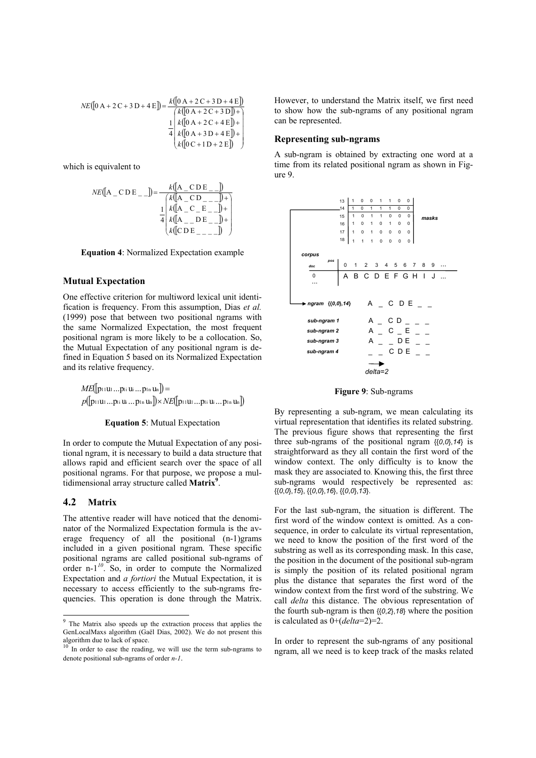$$NE([0\,\mathrm{A}+2\,\mathrm{C}+3\,\mathrm{D}+4\,\mathrm{E}]) = \frac{k([0\,\mathrm{A}+2\,\mathrm{C}+3\,\mathrm{D}+4\,\mathrm{E}])}{\frac{1}{4}\begin{pmatrix} k([0\,\mathrm{A}+2\,\mathrm{C}+3\,\mathrm{D}])+ \\ k([0\,\mathrm{A}+2\,\mathrm{C}+4\,\mathrm{E}])+ \\ k([0\,\mathrm{A}+3\,\mathrm{D}+4\,\mathrm{E}])+ \\ k([0\,\mathrm{C}+1\,\mathrm{D}+2\,\mathrm{E}]) \end{pmatrix}}$$

which is equivalent to

$$NE([\mathrm{A}\,\_\,\mathrm{C\,D\,E}\,\_\,\_]) = \frac{k([\mathrm{A}\,\_\,\mathrm{C\,D\,E}\,\_\,\_])}{\frac{1}{4}\begin{pmatrix} k([\mathrm{A}\,\_\,\mathrm{C\,D}\,\_\,\_\,\_])+ \\ k([\mathrm{A}\,\_\,\mathrm{C}\,\_\,\mathrm{E}\,\_\,\_])+ \\ k([\mathrm{A}\,\_\,\_\,\mathrm{D\,E}\,\_\,\_])+ \\ k([\mathrm{C\,D\,E}\,\_\,\_\,\_\,\_]) \end{pmatrix}}$$

**Equation 4**: Normalized Expectation example

### Mutual Expectation

One effective criterion for multiword lexical unit identification is frequency. From this assumption, Dias *et al.* (1999) pose that between two positional ngrams with the same Normalized Expectation, the most frequent positional ngram is more likely to be a collocation. So, the Mutual Expectation of any positional ngram is defined in Equation 5 based on its Normalized Expectation and its relative frequency.

$$ME([p_{11}u_1 \ldots p_{1i}\,u_i \ldots p_{1n}\,u_n]) = p([p_{11}u_1 \ldots p_{1i}\,u_i \ldots p_{1n}\,u_n]) \times NE([p_{11}u_1 \ldots p_{1i}\,u_i \ldots p_{1n}\,u_n])$$

**Equation 5**: Mutual Expectation

In order to compute the Mutual Expectation of any positional ngram, it is necessary to build a data structure that allows rapid and efficient search over the space of all positional ngrams. For that purpose, we propose a multidimensional array structure called **Matrix**[9].

## 4.2 Matrix

The attentive reader will have noticed that the denominator of the Normalized Expectation formula is the average frequency of all the positional (n-1)grams included in a given positional ngram. These specific positional ngrams are called positional sub-ngrams of order n-1[10]. So, in order to compute the Normalized Expectation and *a fortiori* the Mutual Expectation, it is necessary to access efficiently to the sub-ngrams frequencies. This operation is done through the Matrix. However, to understand the Matrix itself, we first need to show how the sub-ngrams of any positional ngram can be represented.

### Representing sub-ngrams

A sub-ngram is obtained by extracting one word at a time from its related positional ngram as shown in Figure 9.

| masks | | | | | | | |
|---|---|---|---|---|---|---|---|
| 13 | 1 | 0 | 0 | 1 | 1 | 0 | 0 |
| 14 | 1 | 0 | 1 | 1 | 1 | 0 | 0 |
| 15 | 1 | 0 | 1 | 1 | 0 | 0 | 0 |
| 16 | 1 | 0 | 1 | 0 | 1 | 0 | 0 |
| 17 | 1 | 0 | 1 | 0 | 0 | 0 | 0 |
| 18 | 1 | 1 | 1 | 0 | 0 | 0 | 0 |

corpus (doc / pos): pos 0 1 2 3 4 5 6 7 8 9 … ; doc 0: A B C D E F G H I J …

ngram {{0,0},14}: A _ C D E _ _
sub-ngram 1: A _ C D _ _ _
sub-ngram 2: A _ C _ E _ _
sub-ngram 3: A _ _ D E _ _
sub-ngram 4: _ _ C D E _ _

delta=2

**Figure 9**: Sub-ngrams

By representing a sub-ngram, we mean calculating its virtual representation that identifies its related substring. The previous figure shows that representing the first three sub-ngrams of the positional ngram {{0,0},14} is straightforward as they all contain the first word of the window context. The only difficulty is to know the mask they are associated to. Knowing this, the first three sub-ngrams would respectively be represented as: {{0,0},15}, {{0,0},16}, {{0,0},13}.

For the last sub-ngram, the situation is different. The first word of the window context is omitted. As a consequence, in order to calculate its virtual representation, we need to know the position of the first word of the substring as well as its corresponding mask. In this case, the position in the document of the positional sub-ngram is simply the position of its related positional ngram plus the distance that separates the first word of the window context from the first word of the substring. We call *delta* this distance. The obvious representation of the fourth sub-ngram is then {{0,2},18} where the position is calculated as 0+(*delta*=2)=2.

In order to represent the sub-ngrams of any positional ngram, all we need is to keep track of the masks related

---

[9] The Matrix also speeds up the extraction process that applies the GenLocalMaxs algorithm (Gaël Dias, 2002). We do not present this algorithm due to lack of space.

[10] In order to ease the reading, we will use the term sub-ngrams to denote positional sub-ngrams of order *n-1*.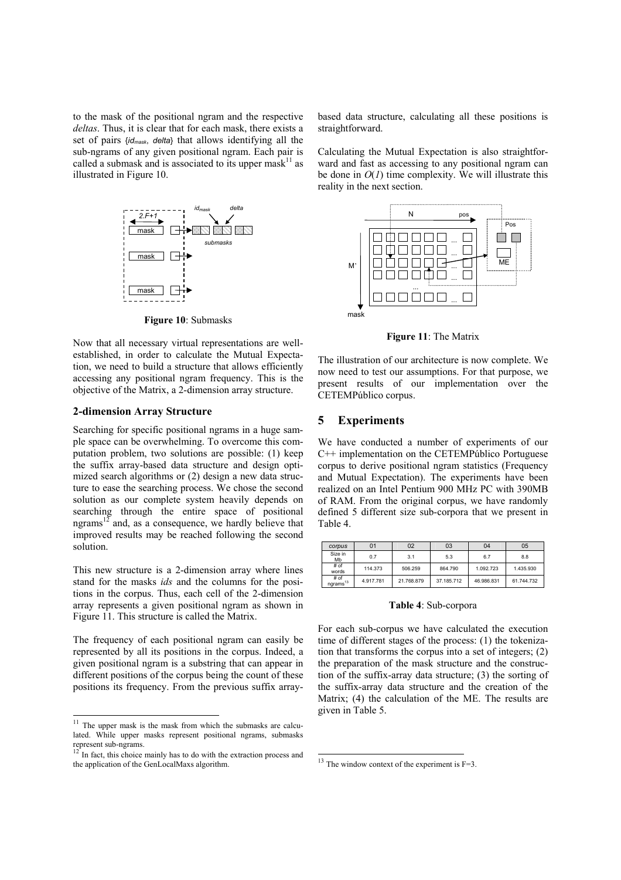to the mask of the positional ngram and the respective *deltas*. Thus, it is clear that for each mask, there exists a set of pairs {$id_{mask}$, *delta*} that allows identifying all the sub-ngrams of any given positional ngram. Each pair is called a submask and is associated to its upper mask[11] as illustrated in Figure 10.

**Figure 10**: Submasks

Now that all necessary virtual representations are well-established, in order to calculate the Mutual Expectation, we need to build a structure that allows efficiently accessing any positional ngram frequency. This is the objective of the Matrix, a 2-dimension array structure.

### 2-dimension Array Structure

Searching for specific positional ngrams in a huge sample space can be overwhelming. To overcome this computation problem, two solutions are possible: (1) keep the suffix array-based data structure and design optimized search algorithms or (2) design a new data structure to ease the searching process. We chose the second solution as our complete system heavily depends on searching through the entire space of positional ngrams[12] and, as a consequence, we hardly believe that improved results may be reached following the second solution.

This new structure is a 2-dimension array where lines stand for the masks *ids* and the columns for the positions in the corpus. Thus, each cell of the 2-dimension array represents a given positional ngram as shown in Figure 11. This structure is called the Matrix.

The frequency of each positional ngram can easily be represented by all its positions in the corpus. Indeed, a given positional ngram is a substring that can appear in different positions of the corpus being the count of these positions its frequency. From the previous suffix array-based data structure, calculating all these positions is straightforward.

Calculating the Mutual Expectation is also straightforward and fast as accessing to any positional ngram can be done in $O(1)$ time complexity. We will illustrate this reality in the next section.

**Figure 11**: The Matrix

The illustration of our architecture is now complete. We now need to test our assumptions. For that purpose, we present results of our implementation over the CETEMPúblico corpus.

## 5 Experiments

We have conducted a number of experiments of our C++ implementation on the CETEMPúblico Portuguese corpus to derive positional ngram statistics (Frequency and Mutual Expectation). The experiments have been realized on an Intel Pentium 900 MHz PC with 390MB of RAM. From the original corpus, we have randomly defined 5 different size sub-corpora that we present in Table 4.

| *corpus* | 01 | 02 | 03 | 04 | 05 |
|---|---|---|---|---|---|
| Size in Mb | 0.7 | 3.1 | 5.3 | 6.7 | 8.8 |
| # of words | 114.373 | 506.259 | 864.790 | 1.092.723 | 1.435.930 |
| # of ngrams[13] | 4.917.781 | 21.768.879 | 37.185.712 | 46.986.831 | 61.744.732 |

**Table 4**: Sub-corpora

For each sub-corpus we have calculated the execution time of different stages of the process: (1) the tokenization that transforms the corpus into a set of integers; (2) the preparation of the mask structure and the construction of the suffix-array data structure; (3) the sorting of the suffix-array data structure and the creation of the Matrix; (4) the calculation of the ME. The results are given in Table 5.

---

[11] The upper mask is the mask from which the submasks are calculated. While upper masks represent positional ngrams, submasks represent sub-ngrams.

[12] In fact, this choice mainly has to do with the extraction process and the application of the GenLocalMaxs algorithm.

[13] The window context of the experiment is F=3.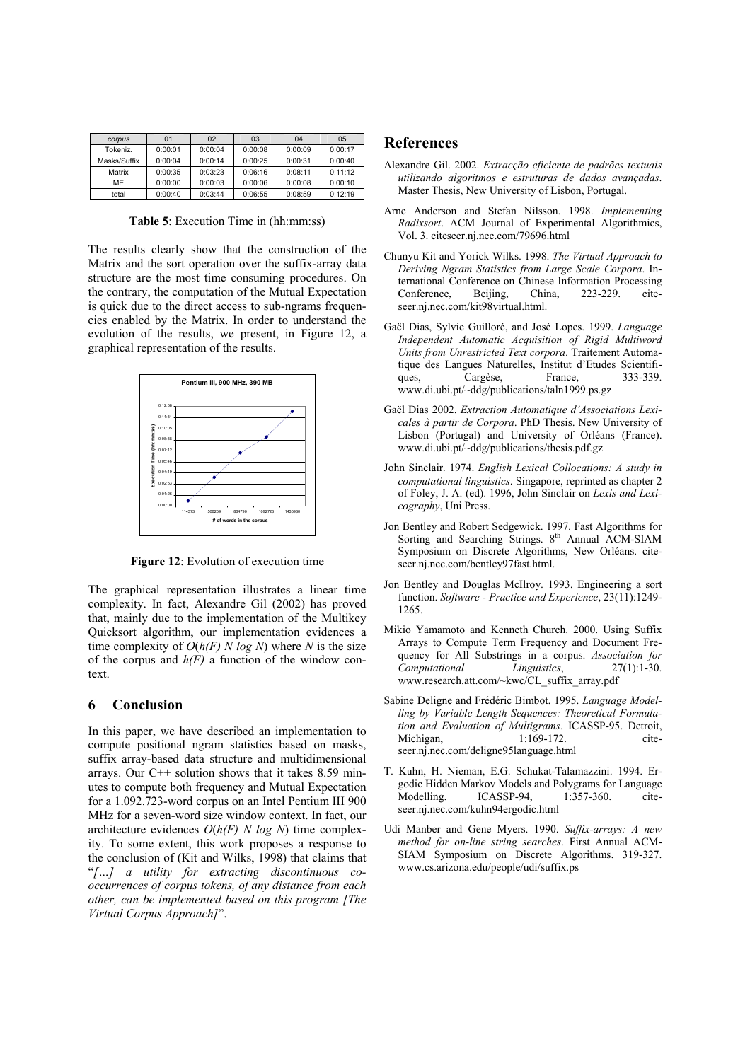| corpus | 01 | 02 | 03 | 04 | 05 |
|---|---|---|---|---|---|
| Tokeniz. | 0:00:01 | 0:00:04 | 0:00:08 | 0:00:09 | 0:00:17 |
| Masks/Suffix | 0:00:04 | 0:00:14 | 0:00:25 | 0:00:31 | 0:00:40 |
| Matrix | 0:00:35 | 0:03:23 | 0:06:16 | 0:08:11 | 0:11:12 |
| ME | 0:00:00 | 0:00:03 | 0:00:06 | 0:00:08 | 0:00:10 |
| total | 0:00:40 | 0:03:44 | 0:06:55 | 0:08:59 | 0:12:19 |

**Table 5**: Execution Time in (hh:mm:ss)

The results clearly show that the construction of the Matrix and the sort operation over the suffix-array data structure are the most time consuming procedures. On the contrary, the computation of the Mutual Expectation is quick due to the direct access to sub-ngrams frequencies enabled by the Matrix. In order to understand the evolution of the results, we present, in Figure 12, a graphical representation of the results.

Pentium III, 900 MHz, 390 MB

Execution Time (hh:mm:ss)

0:12:58
0:11:31
0:10:05
0:08:38
0:07:12
0:05:46
0:04:19
0:02:53
0:01:26
0:00:00

114373 508259 864790 1092723 1435930

\# of words in the corpus

**Figure 12**: Evolution of execution time

The graphical representation illustrates a linear time complexity. In fact, Alexandre Gil (2002) has proved that, mainly due to the implementation of the Multikey Quicksort algorithm, our implementation evidences a time complexity of $O(h(F)\ N \log N)$ where $N$ is the size of the corpus and $h(F)$ a function of the window context.

## 6 Conclusion

In this paper, we have described an implementation to compute positional ngram statistics based on masks, suffix array-based data structure and multidimensional arrays. Our C++ solution shows that it takes 8.59 minutes to compute both frequency and Mutual Expectation for a 1.092.723-word corpus on an Intel Pentium III 900 MHz for a seven-word size window context. In fact, our architecture evidences $O(h(F)\ N \log N)$ time complexity. To some extent, this work proposes a response to the conclusion of (Kit and Wilks, 1998) that claims that "*[…] a utility for extracting discontinuous co-occurrences of corpus tokens, of any distance from each other, can be implemented based on this program [The Virtual Corpus Approach]*".

## References

Alexandre Gil. 2002. *Extracção eficiente de padrões textuais utilizando algoritmos e estruturas de dados avançadas*. Master Thesis, New University of Lisbon, Portugal.

Arne Anderson and Stefan Nilsson. 1998. *Implementing Radixsort*. ACM Journal of Experimental Algorithmics, Vol. 3. citeseer.nj.nec.com/79696.html

Chunyu Kit and Yorick Wilks. 1998. *The Virtual Approach to Deriving Ngram Statistics from Large Scale Corpora*. International Conference on Chinese Information Processing Conference, Beijing, China, 223-229. citeseer.nj.nec.com/kit98virtual.html.

Gaël Dias, Sylvie Guilloré, and José Lopes. 1999. *Language Independent Automatic Acquisition of Rigid Multiword Units from Unrestricted Text corpora*. Traitement Automatique des Langues Naturelles, Institut d'Etudes Scientifiques, Cargèse, France, 333-339. www.di.ubi.pt/~ddg/publications/taln1999.ps.gz

Gaël Dias 2002. *Extraction Automatique d'Associations Lexicales à partir de Corpora*. PhD Thesis. New University of Lisbon (Portugal) and University of Orléans (France). www.di.ubi.pt/~ddg/publications/thesis.pdf.gz

John Sinclair. 1974. *English Lexical Collocations: A study in computational linguistics*. Singapore, reprinted as chapter 2 of Foley, J. A. (ed). 1996, John Sinclair on *Lexis and Lexicography*, Uni Press.

Jon Bentley and Robert Sedgewick. 1997. Fast Algorithms for Sorting and Searching Strings. 8th Annual ACM-SIAM Symposium on Discrete Algorithms, New Orléans. citeseer.nj.nec.com/bentley97fast.html.

Jon Bentley and Douglas McIlroy. 1993. Engineering a sort function. *Software - Practice and Experience*, 23(11):1249-1265.

Mikio Yamamoto and Kenneth Church. 2000. Using Suffix Arrays to Compute Term Frequency and Document Frequency for All Substrings in a corpus. *Association for Computational Linguistics*, 27(1):1-30. www.research.att.com/~kwc/CL_suffix_array.pdf

Sabine Deligne and Frédéric Bimbot. 1995. *Language Modelling by Variable Length Sequences: Theoretical Formulation and Evaluation of Multigrams*. ICASSP-95. Detroit, Michigan, 1:169-172. citeseer.nj.nec.com/deligne95language.html

T. Kuhn, H. Nieman, E.G. Schukat-Talamazzini. 1994. Ergodic Hidden Markov Models and Polygrams for Language Modelling. ICASSP-94, 1:357-360. citeseer.nj.nec.com/kuhn94ergodic.html

Udi Manber and Gene Myers. 1990. *Suffix-arrays: A new method for on-line string searches*. First Annual ACM-SIAM Symposium on Discrete Algorithms. 319-327. www.cs.arizona.edu/people/udi/suffix.ps